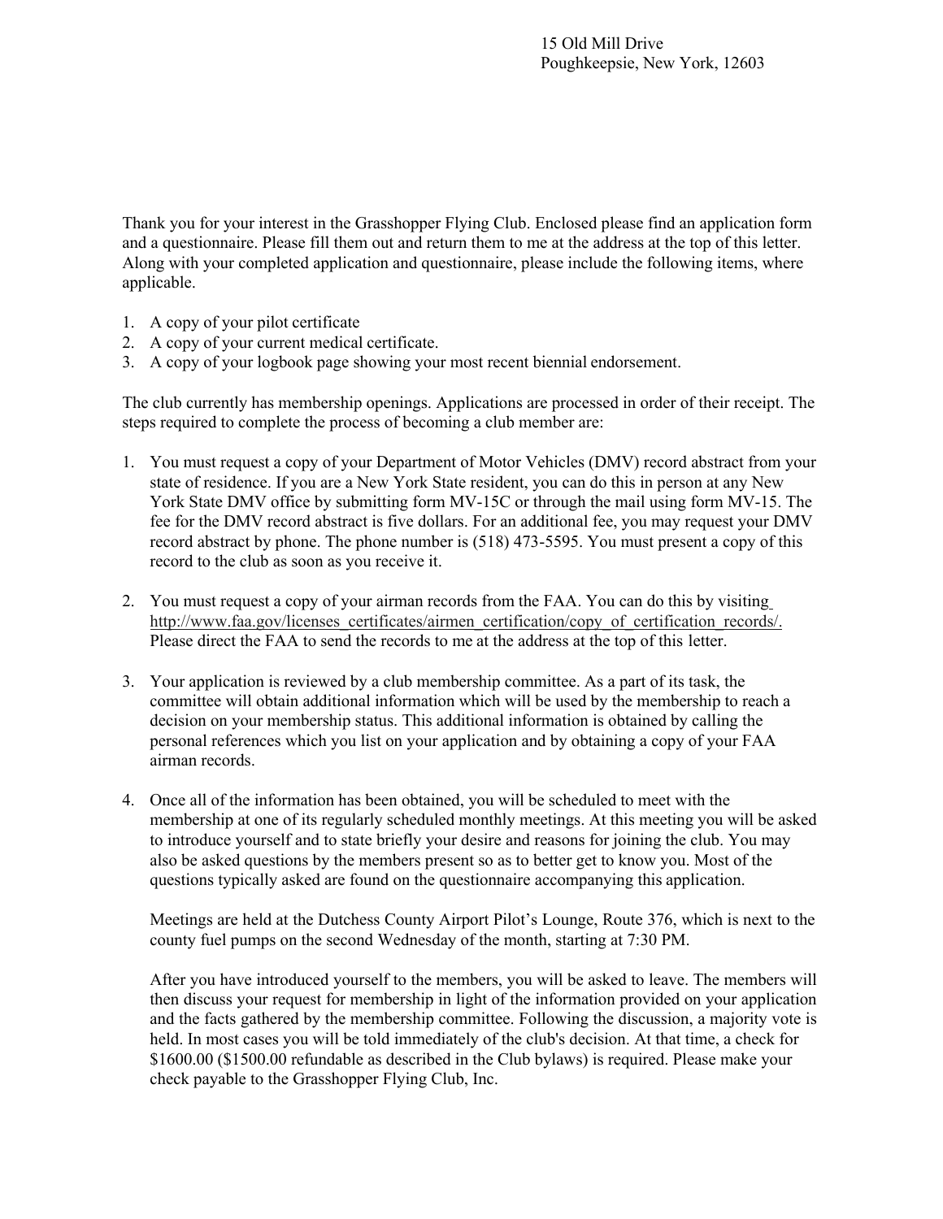15 Old Mill Drive
Poughkeepsie, New York, 12603

Thank you for your interest in the Grasshopper Flying Club. Enclosed please find an application form and a questionnaire. Please fill them out and return them to me at the address at the top of this letter. Along with your completed application and questionnaire, please include the following items, where applicable.

1. A copy of your pilot certificate
2. A copy of your current medical certificate.
3. A copy of your logbook page showing your most recent biennial endorsement.

The club currently has membership openings. Applications are processed in order of their receipt. The steps required to complete the process of becoming a club member are:

1. You must request a copy of your Department of Motor Vehicles (DMV) record abstract from your state of residence. If you are a New York State resident, you can do this in person at any New York State DMV office by submitting form MV-15C or through the mail using form MV-15. The fee for the DMV record abstract is five dollars. For an additional fee, you may request your DMV record abstract by phone. The phone number is (518) 473-5595. You must present a copy of this record to the club as soon as you receive it.

2. You must request a copy of your airman records from the FAA. You can do this by visiting http://www.faa.gov/licenses_certificates/airmen_certification/copy_of_certification_records/. Please direct the FAA to send the records to me at the address at the top of this letter.

3. Your application is reviewed by a club membership committee. As a part of its task, the committee will obtain additional information which will be used by the membership to reach a decision on your membership status. This additional information is obtained by calling the personal references which you list on your application and by obtaining a copy of your FAA airman records.

4. Once all of the information has been obtained, you will be scheduled to meet with the membership at one of its regularly scheduled monthly meetings. At this meeting you will be asked to introduce yourself and to state briefly your desire and reasons for joining the club. You may also be asked questions by the members present so as to better get to know you. Most of the questions typically asked are found on the questionnaire accompanying this application.

   Meetings are held at the Dutchess County Airport Pilot's Lounge, Route 376, which is next to the county fuel pumps on the second Wednesday of the month, starting at 7:30 PM.

   After you have introduced yourself to the members, you will be asked to leave. The members will then discuss your request for membership in light of the information provided on your application and the facts gathered by the membership committee. Following the discussion, a majority vote is held. In most cases you will be told immediately of the club's decision. At that time, a check for $1600.00 ($1500.00 refundable as described in the Club bylaws) is required. Please make your check payable to the Grasshopper Flying Club, Inc.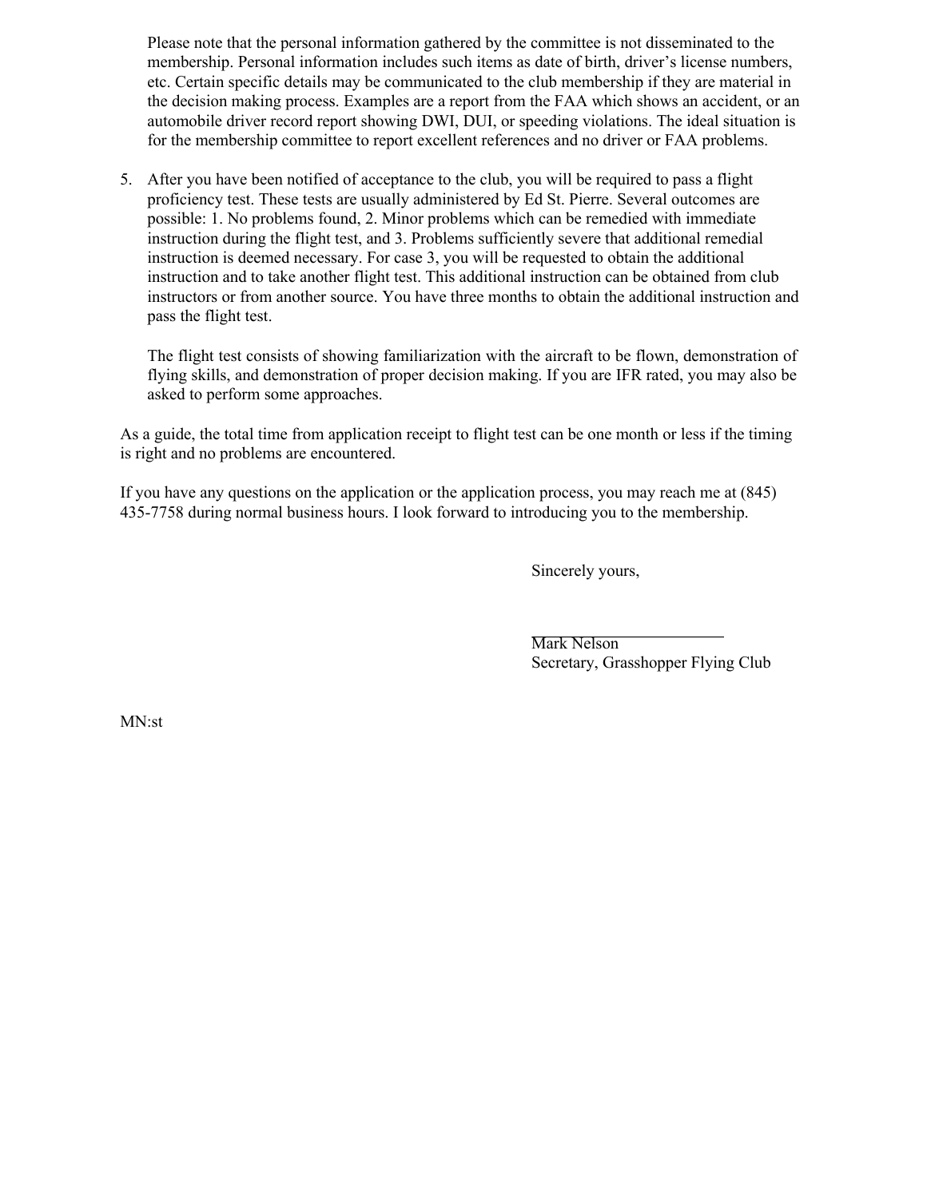Please note that the personal information gathered by the committee is not disseminated to the membership. Personal information includes such items as date of birth, driver's license numbers, etc. Certain specific details may be communicated to the club membership if they are material in the decision making process. Examples are a report from the FAA which shows an accident, or an automobile driver record report showing DWI, DUI, or speeding violations. The ideal situation is for the membership committee to report excellent references and no driver or FAA problems.

5. After you have been notified of acceptance to the club, you will be required to pass a flight proficiency test. These tests are usually administered by Ed St. Pierre. Several outcomes are possible: 1. No problems found, 2. Minor problems which can be remedied with immediate instruction during the flight test, and 3. Problems sufficiently severe that additional remedial instruction is deemed necessary. For case 3, you will be requested to obtain the additional instruction and to take another flight test. This additional instruction can be obtained from club instructors or from another source. You have three months to obtain the additional instruction and pass the flight test.

   The flight test consists of showing familiarization with the aircraft to be flown, demonstration of flying skills, and demonstration of proper decision making. If you are IFR rated, you may also be asked to perform some approaches.

As a guide, the total time from application receipt to flight test can be one month or less if the timing is right and no problems are encountered.

If you have any questions on the application or the application process, you may reach me at (845) 435-7758 during normal business hours. I look forward to introducing you to the membership.

Sincerely yours,

Mark Nelson
Secretary, Grasshopper Flying Club

MN:st